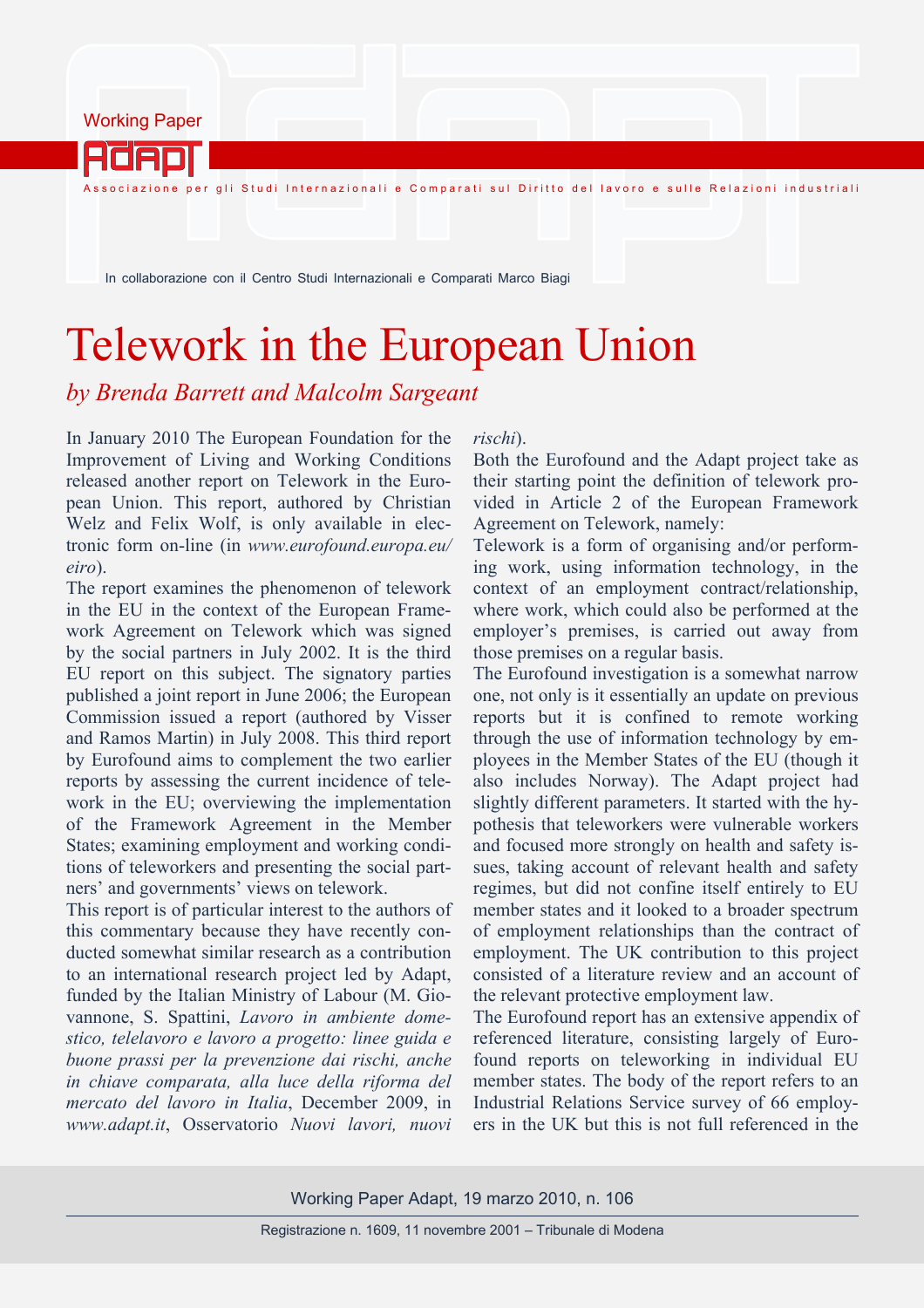Working Paper

ADAPT

Associazione per gli Studi Internazionali e Comparati sul Diritto del lavoro e sulle Relazioni industriali

In collaborazione con il Centro Studi Internazionali e Comparati Marco Biagi

# Telework in the European Union

*by Brenda Barrett and Malcolm Sargeant*

In January 2010 The European Foundation for the Improvement of Living and Working Conditions released another report on Telework in the European Union. This report, authored by Christian Welz and Felix Wolf, is only available in electronic form on-line (in *www.eurofound.europa.eu/eiro*).

The report examines the phenomenon of telework in the EU in the context of the European Framework Agreement on Telework which was signed by the social partners in July 2002. It is the third EU report on this subject. The signatory parties published a joint report in June 2006; the European Commission issued a report (authored by Visser and Ramos Martin) in July 2008. This third report by Eurofound aims to complement the two earlier reports by assessing the current incidence of telework in the EU; overviewing the implementation of the Framework Agreement in the Member States; examining employment and working conditions of teleworkers and presenting the social partners' and governments' views on telework.

This report is of particular interest to the authors of this commentary because they have recently conducted somewhat similar research as a contribution to an international research project led by Adapt, funded by the Italian Ministry of Labour (M. Giovannone, S. Spattini, *Lavoro in ambiente domestico, telelavoro e lavoro a progetto: linee guida e buone prassi per la prevenzione dai rischi, anche in chiave comparata, alla luce della riforma del mercato del lavoro in Italia*, December 2009, in *www.adapt.it*, Osservatorio *Nuovi lavori, nuovi rischi*).

Both the Eurofound and the Adapt project take as their starting point the definition of telework provided in Article 2 of the European Framework Agreement on Telework, namely:

Telework is a form of organising and/or performing work, using information technology, in the context of an employment contract/relationship, where work, which could also be performed at the employer's premises, is carried out away from those premises on a regular basis.

The Eurofound investigation is a somewhat narrow one, not only is it essentially an update on previous reports but it is confined to remote working through the use of information technology by employees in the Member States of the EU (though it also includes Norway). The Adapt project had slightly different parameters. It started with the hypothesis that teleworkers were vulnerable workers and focused more strongly on health and safety issues, taking account of relevant health and safety regimes, but did not confine itself entirely to EU member states and it looked to a broader spectrum of employment relationships than the contract of employment. The UK contribution to this project consisted of a literature review and an account of the relevant protective employment law.

The Eurofound report has an extensive appendix of referenced literature, consisting largely of Eurofound reports on teleworking in individual EU member states. The body of the report refers to an Industrial Relations Service survey of 66 employers in the UK but this is not full referenced in the

Working Paper Adapt, 19 marzo 2010, n. 106

Registrazione n. 1609, 11 novembre 2001 – Tribunale di Modena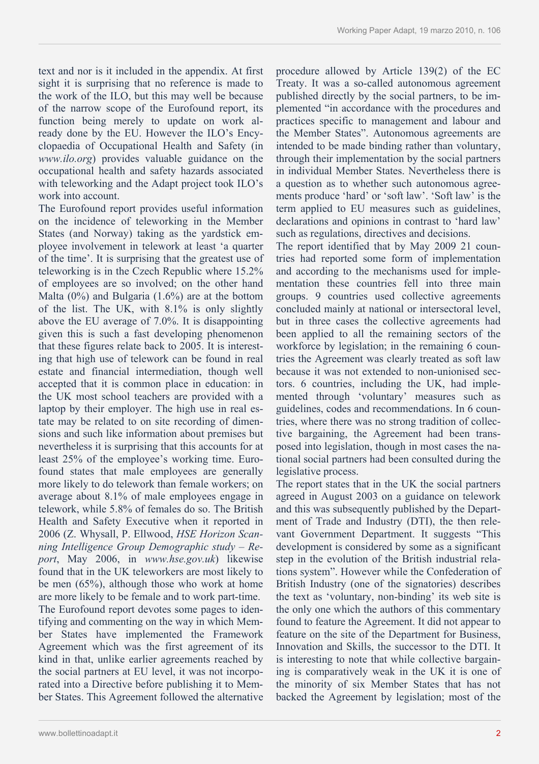text and nor is it included in the appendix. At first sight it is surprising that no reference is made to the work of the ILO, but this may well be because of the narrow scope of the Eurofound report, its function being merely to update on work already done by the EU. However the ILO's Encyclopaedia of Occupational Health and Safety (in *www.ilo.org*) provides valuable guidance on the occupational health and safety hazards associated with teleworking and the Adapt project took ILO's work into account.

The Eurofound report provides useful information on the incidence of teleworking in the Member States (and Norway) taking as the yardstick employee involvement in telework at least 'a quarter of the time'. It is surprising that the greatest use of teleworking is in the Czech Republic where 15.2% of employees are so involved; on the other hand Malta (0%) and Bulgaria (1.6%) are at the bottom of the list. The UK, with 8.1% is only slightly above the EU average of 7.0%. It is disappointing given this is such a fast developing phenomenon that these figures relate back to 2005. It is interesting that high use of telework can be found in real estate and financial intermediation, though well accepted that it is common place in education: in the UK most school teachers are provided with a laptop by their employer. The high use in real estate may be related to on site recording of dimensions and such like information about premises but nevertheless it is surprising that this accounts for at least 25% of the employee's working time. Eurofound states that male employees are generally more likely to do telework than female workers; on average about 8.1% of male employees engage in telework, while 5.8% of females do so. The British Health and Safety Executive when it reported in 2006 (Z. Whysall, P. Ellwood, *HSE Horizon Scanning Intelligence Group Demographic study – Report*, May 2006, in *www.hse.gov.uk*) likewise found that in the UK teleworkers are most likely to be men (65%), although those who work at home are more likely to be female and to work part-time.

The Eurofound report devotes some pages to identifying and commenting on the way in which Member States have implemented the Framework Agreement which was the first agreement of its kind in that, unlike earlier agreements reached by the social partners at EU level, it was not incorporated into a Directive before publishing it to Member States. This Agreement followed the alternative procedure allowed by Article 139(2) of the EC Treaty. It was a so-called autonomous agreement published directly by the social partners, to be implemented "in accordance with the procedures and practices specific to management and labour and the Member States". Autonomous agreements are intended to be made binding rather than voluntary, through their implementation by the social partners in individual Member States. Nevertheless there is a question as to whether such autonomous agreements produce 'hard' or 'soft law'. 'Soft law' is the term applied to EU measures such as guidelines, declarations and opinions in contrast to 'hard law' such as regulations, directives and decisions.

The report identified that by May 2009 21 countries had reported some form of implementation and according to the mechanisms used for implementation these countries fell into three main groups. 9 countries used collective agreements concluded mainly at national or intersectoral level, but in three cases the collective agreements had been applied to all the remaining sectors of the workforce by legislation; in the remaining 6 countries the Agreement was clearly treated as soft law because it was not extended to non-unionised sectors. 6 countries, including the UK, had implemented through 'voluntary' measures such as guidelines, codes and recommendations. In 6 countries, where there was no strong tradition of collective bargaining, the Agreement had been transposed into legislation, though in most cases the national social partners had been consulted during the legislative process.

The report states that in the UK the social partners agreed in August 2003 on a guidance on telework and this was subsequently published by the Department of Trade and Industry (DTI), the then relevant Government Department. It suggests "This development is considered by some as a significant step in the evolution of the British industrial relations system". However while the Confederation of British Industry (one of the signatories) describes the text as 'voluntary, non-binding' its web site is the only one which the authors of this commentary found to feature the Agreement. It did not appear to feature on the site of the Department for Business, Innovation and Skills, the successor to the DTI. It is interesting to note that while collective bargaining is comparatively weak in the UK it is one of the minority of six Member States that has not backed the Agreement by legislation; most of the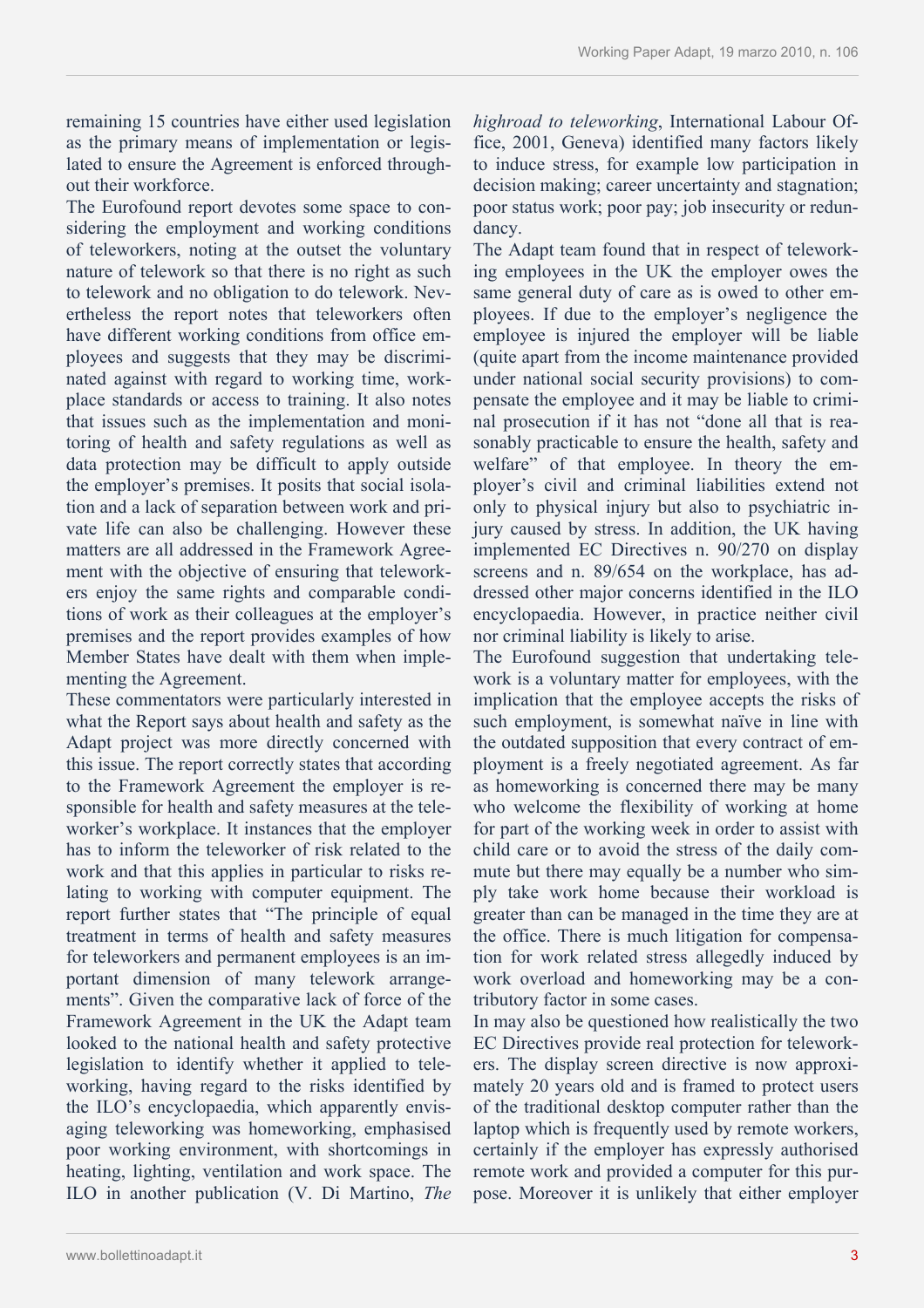remaining 15 countries have either used legislation as the primary means of implementation or legislated to ensure the Agreement is enforced throughout their workforce.

The Eurofound report devotes some space to considering the employment and working conditions of teleworkers, noting at the outset the voluntary nature of telework so that there is no right as such to telework and no obligation to do telework. Nevertheless the report notes that teleworkers often have different working conditions from office employees and suggests that they may be discriminated against with regard to working time, workplace standards or access to training. It also notes that issues such as the implementation and monitoring of health and safety regulations as well as data protection may be difficult to apply outside the employer's premises. It posits that social isolation and a lack of separation between work and private life can also be challenging. However these matters are all addressed in the Framework Agreement with the objective of ensuring that teleworkers enjoy the same rights and comparable conditions of work as their colleagues at the employer's premises and the report provides examples of how Member States have dealt with them when implementing the Agreement.

These commentators were particularly interested in what the Report says about health and safety as the Adapt project was more directly concerned with this issue. The report correctly states that according to the Framework Agreement the employer is responsible for health and safety measures at the teleworker's workplace. It instances that the employer has to inform the teleworker of risk related to the work and that this applies in particular to risks relating to working with computer equipment. The report further states that "The principle of equal treatment in terms of health and safety measures for teleworkers and permanent employees is an important dimension of many telework arrangements". Given the comparative lack of force of the Framework Agreement in the UK the Adapt team looked to the national health and safety protective legislation to identify whether it applied to teleworking, having regard to the risks identified by the ILO's encyclopaedia, which apparently envisaging teleworking was homeworking, emphasised poor working environment, with shortcomings in heating, lighting, ventilation and work space. The ILO in another publication (V. Di Martino, *The highroad to teleworking*, International Labour Office, 2001, Geneva) identified many factors likely to induce stress, for example low participation in decision making; career uncertainty and stagnation; poor status work; poor pay; job insecurity or redundancy.

The Adapt team found that in respect of teleworking employees in the UK the employer owes the same general duty of care as is owed to other employees. If due to the employer's negligence the employee is injured the employer will be liable (quite apart from the income maintenance provided under national social security provisions) to compensate the employee and it may be liable to criminal prosecution if it has not "done all that is reasonably practicable to ensure the health, safety and welfare" of that employee. In theory the employer's civil and criminal liabilities extend not only to physical injury but also to psychiatric injury caused by stress. In addition, the UK having implemented EC Directives n. 90/270 on display screens and n. 89/654 on the workplace, has addressed other major concerns identified in the ILO encyclopaedia. However, in practice neither civil nor criminal liability is likely to arise.

The Eurofound suggestion that undertaking telework is a voluntary matter for employees, with the implication that the employee accepts the risks of such employment, is somewhat naïve in line with the outdated supposition that every contract of employment is a freely negotiated agreement. As far as homeworking is concerned there may be many who welcome the flexibility of working at home for part of the working week in order to assist with child care or to avoid the stress of the daily commute but there may equally be a number who simply take work home because their workload is greater than can be managed in the time they are at the office. There is much litigation for compensation for work related stress allegedly induced by work overload and homeworking may be a contributory factor in some cases.

In may also be questioned how realistically the two EC Directives provide real protection for teleworkers. The display screen directive is now approximately 20 years old and is framed to protect users of the traditional desktop computer rather than the laptop which is frequently used by remote workers, certainly if the employer has expressly authorised remote work and provided a computer for this purpose. Moreover it is unlikely that either employer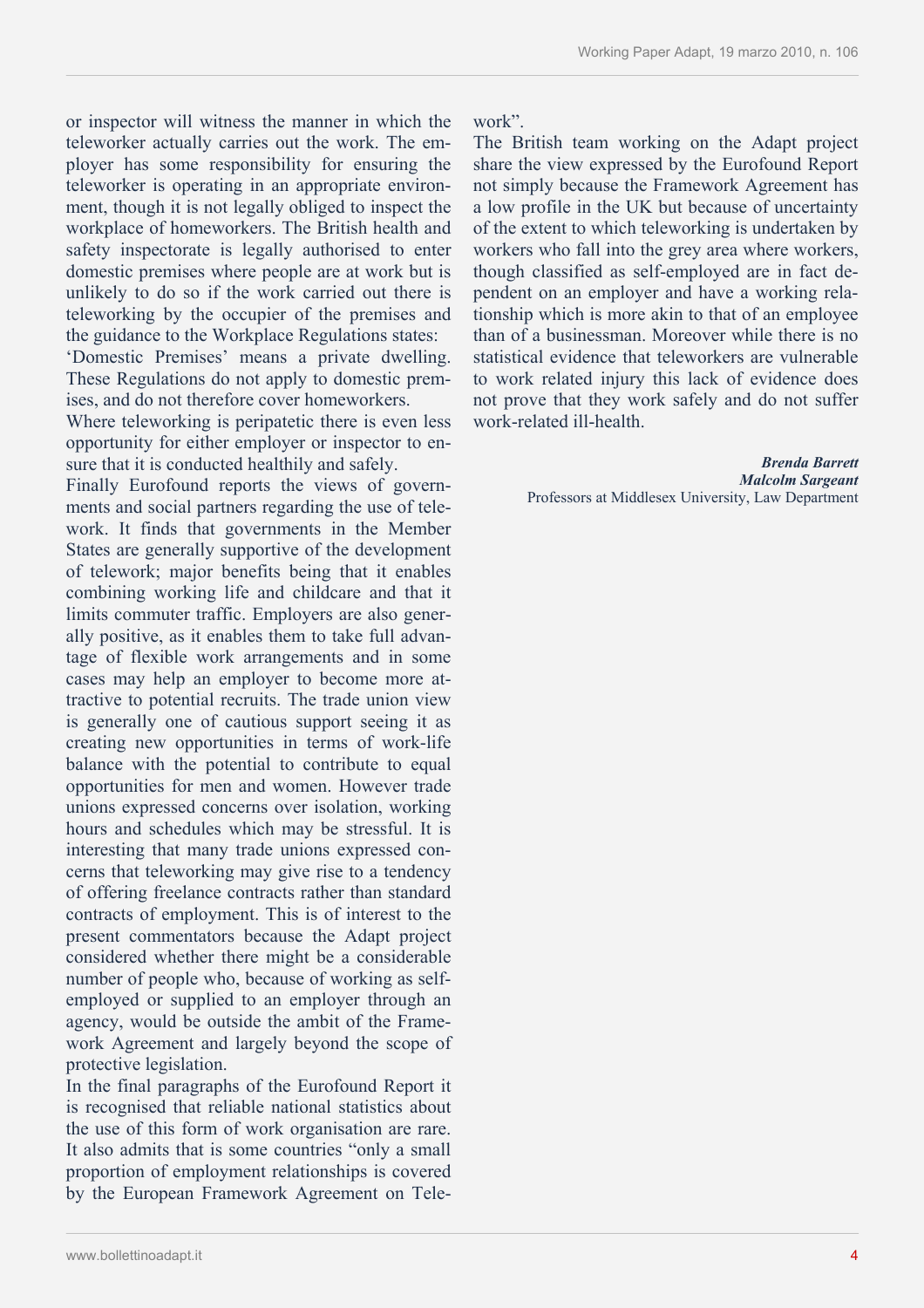or inspector will witness the manner in which the teleworker actually carries out the work. The employer has some responsibility for ensuring the teleworker is operating in an appropriate environment, though it is not legally obliged to inspect the workplace of homeworkers. The British health and safety inspectorate is legally authorised to enter domestic premises where people are at work but is unlikely to do so if the work carried out there is teleworking by the occupier of the premises and the guidance to the Workplace Regulations states:

'Domestic Premises' means a private dwelling. These Regulations do not apply to domestic premises, and do not therefore cover homeworkers.

Where teleworking is peripatetic there is even less opportunity for either employer or inspector to ensure that it is conducted healthily and safely.

Finally Eurofound reports the views of governments and social partners regarding the use of telework. It finds that governments in the Member States are generally supportive of the development of telework; major benefits being that it enables combining working life and childcare and that it limits commuter traffic. Employers are also generally positive, as it enables them to take full advantage of flexible work arrangements and in some cases may help an employer to become more attractive to potential recruits. The trade union view is generally one of cautious support seeing it as creating new opportunities in terms of work-life balance with the potential to contribute to equal opportunities for men and women. However trade unions expressed concerns over isolation, working hours and schedules which may be stressful. It is interesting that many trade unions expressed concerns that teleworking may give rise to a tendency of offering freelance contracts rather than standard contracts of employment. This is of interest to the present commentators because the Adapt project considered whether there might be a considerable number of people who, because of working as self-employed or supplied to an employer through an agency, would be outside the ambit of the Framework Agreement and largely beyond the scope of protective legislation.

In the final paragraphs of the Eurofound Report it is recognised that reliable national statistics about the use of this form of work organisation are rare. It also admits that is some countries "only a small proportion of employment relationships is covered by the European Framework Agreement on Telework".

The British team working on the Adapt project share the view expressed by the Eurofound Report not simply because the Framework Agreement has a low profile in the UK but because of uncertainty of the extent to which teleworking is undertaken by workers who fall into the grey area where workers, though classified as self-employed are in fact dependent on an employer and have a working relationship which is more akin to that of an employee than of a businessman. Moreover while there is no statistical evidence that teleworkers are vulnerable to work related injury this lack of evidence does not prove that they work safely and do not suffer work-related ill-health.

***Brenda Barrett***
***Malcolm Sargeant***
Professors at Middlesex University, Law Department